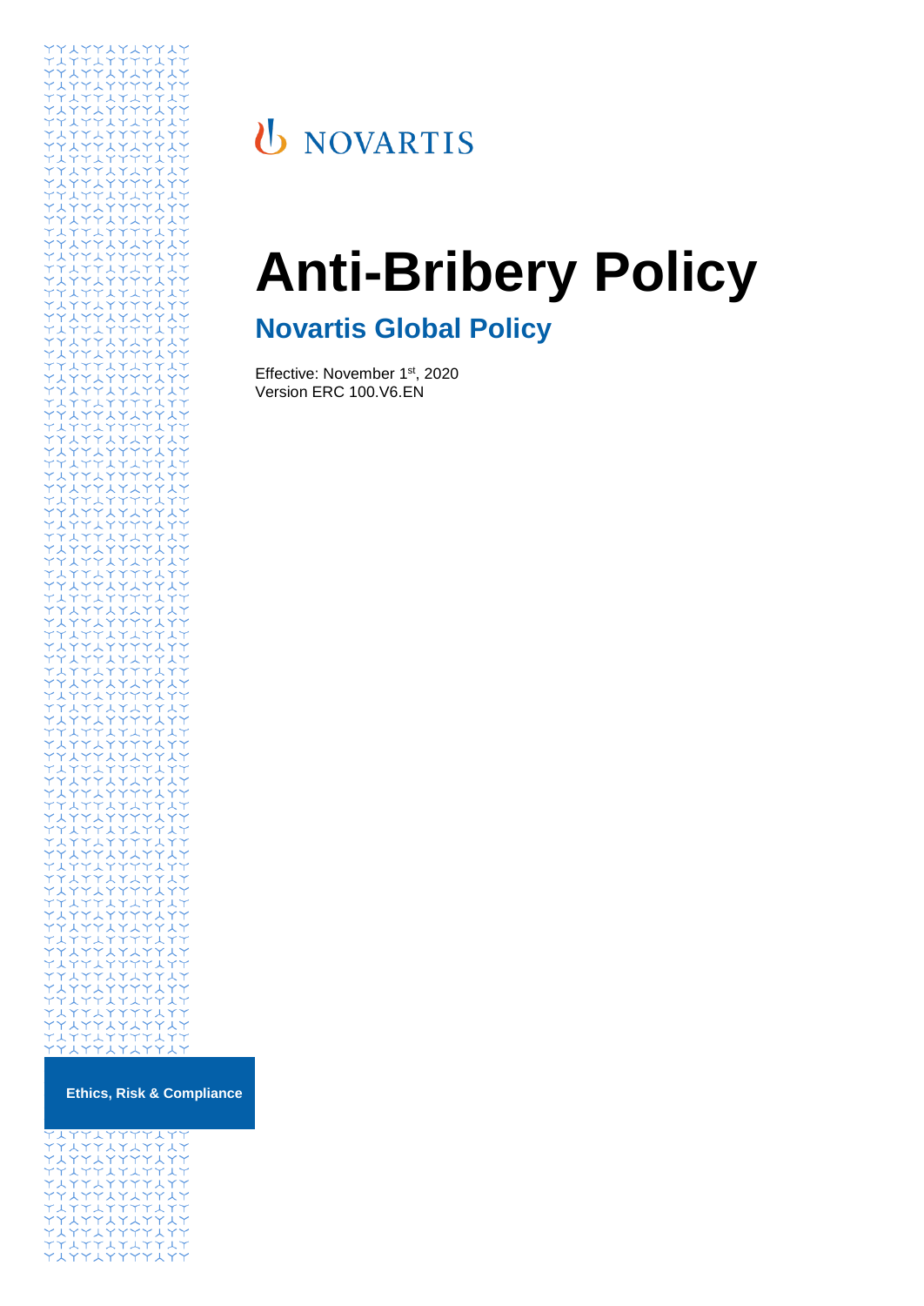NOVARTIS

# Anti-Bribery Policy

## Novartis Global Policy

Effective: November 1st, 2020
Version ERC 100.V6.EN

**Ethics, Risk & Compliance**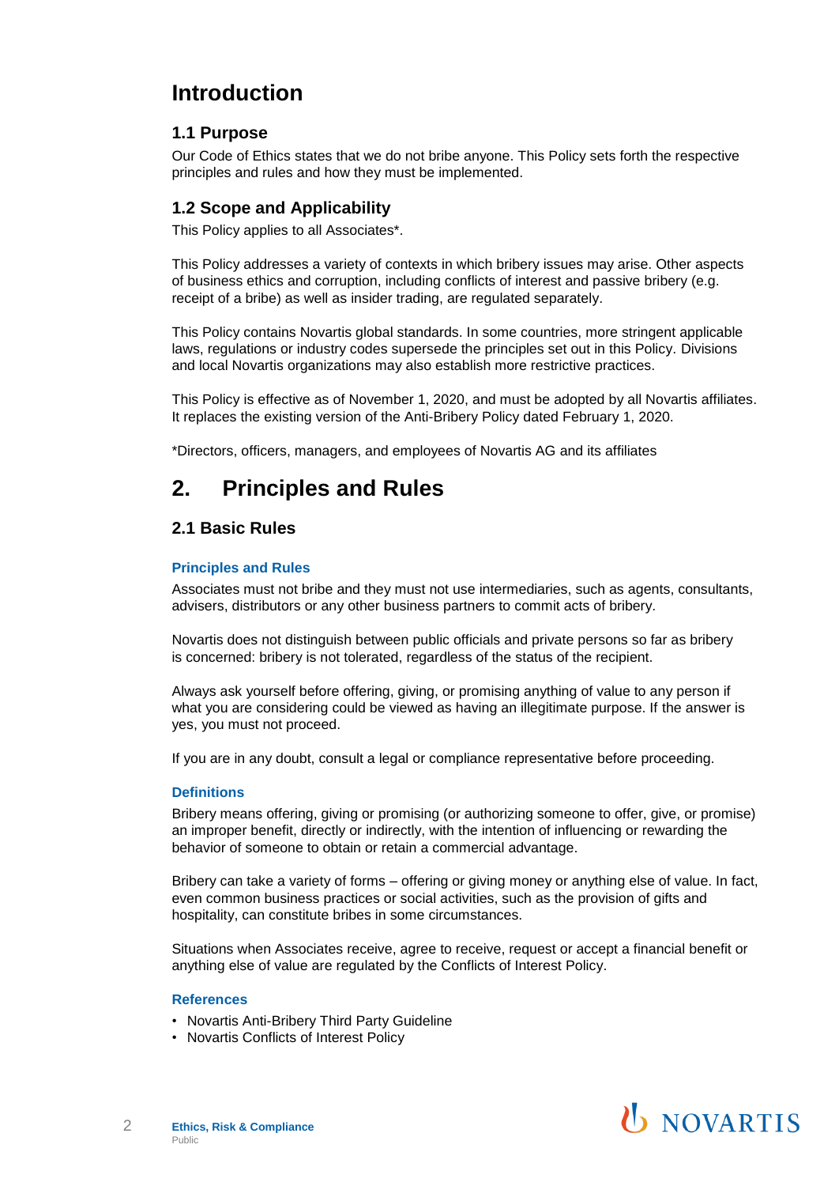# Introduction

## 1.1 Purpose

Our Code of Ethics states that we do not bribe anyone. This Policy sets forth the respective principles and rules and how they must be implemented.

## 1.2 Scope and Applicability

This Policy applies to all Associates*.

This Policy addresses a variety of contexts in which bribery issues may arise. Other aspects of business ethics and corruption, including conflicts of interest and passive bribery (e.g. receipt of a bribe) as well as insider trading, are regulated separately.

This Policy contains Novartis global standards. In some countries, more stringent applicable laws, regulations or industry codes supersede the principles set out in this Policy. Divisions and local Novartis organizations may also establish more restrictive practices.

This Policy is effective as of November 1, 2020, and must be adopted by all Novartis affiliates. It replaces the existing version of the Anti-Bribery Policy dated February 1, 2020.

*Directors, officers, managers, and employees of Novartis AG and its affiliates

# 2. Principles and Rules

## 2.1 Basic Rules

### Principles and Rules

Associates must not bribe and they must not use intermediaries, such as agents, consultants, advisers, distributors or any other business partners to commit acts of bribery.

Novartis does not distinguish between public officials and private persons so far as bribery is concerned: bribery is not tolerated, regardless of the status of the recipient.

Always ask yourself before offering, giving, or promising anything of value to any person if what you are considering could be viewed as having an illegitimate purpose. If the answer is yes, you must not proceed.

If you are in any doubt, consult a legal or compliance representative before proceeding.

### Definitions

Bribery means offering, giving or promising (or authorizing someone to offer, give, or promise) an improper benefit, directly or indirectly, with the intention of influencing or rewarding the behavior of someone to obtain or retain a commercial advantage.

Bribery can take a variety of forms – offering or giving money or anything else of value. In fact, even common business practices or social activities, such as the provision of gifts and hospitality, can constitute bribes in some circumstances.

Situations when Associates receive, agree to receive, request or accept a financial benefit or anything else of value are regulated by the Conflicts of Interest Policy.

### References

- Novartis Anti-Bribery Third Party Guideline
- Novartis Conflicts of Interest Policy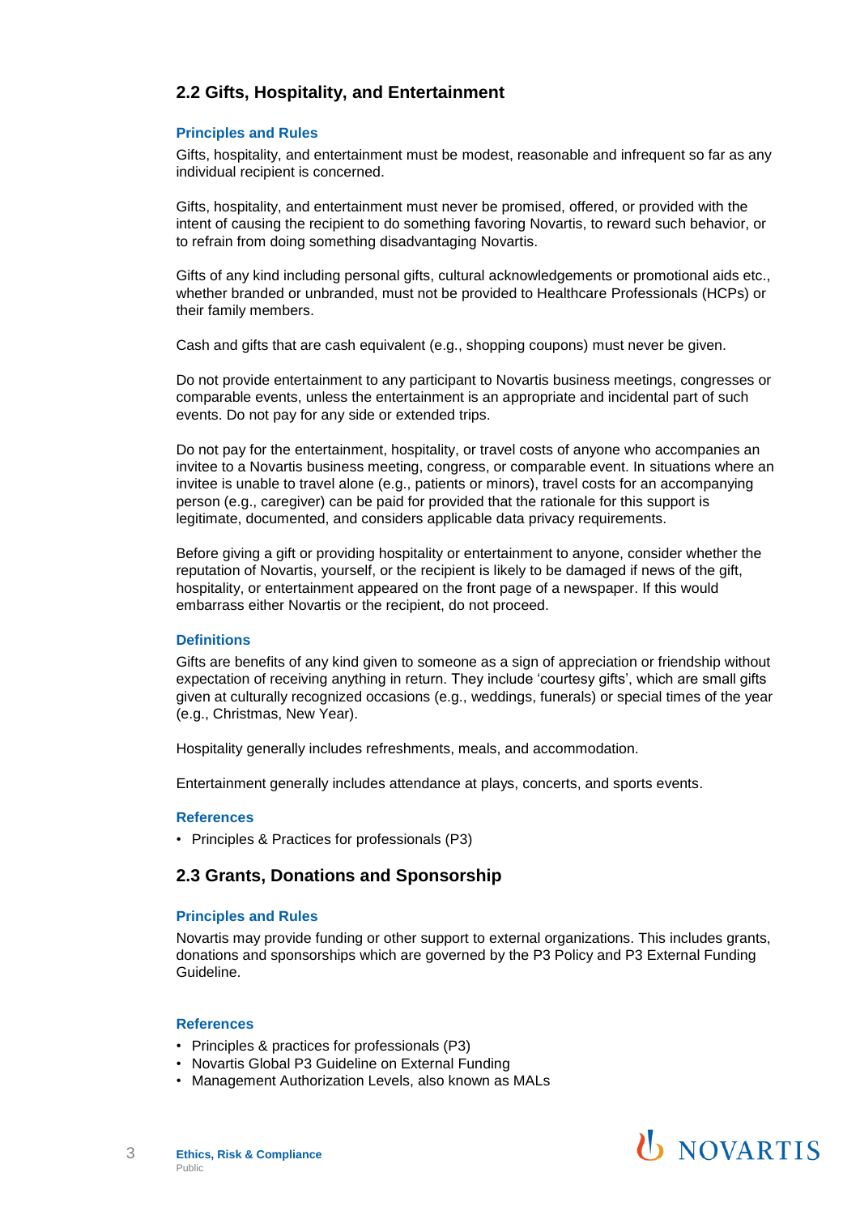## 2.2 Gifts, Hospitality, and Entertainment

### Principles and Rules

Gifts, hospitality, and entertainment must be modest, reasonable and infrequent so far as any individual recipient is concerned.

Gifts, hospitality, and entertainment must never be promised, offered, or provided with the intent of causing the recipient to do something favoring Novartis, to reward such behavior, or to refrain from doing something disadvantaging Novartis.

Gifts of any kind including personal gifts, cultural acknowledgements or promotional aids etc., whether branded or unbranded, must not be provided to Healthcare Professionals (HCPs) or their family members.

Cash and gifts that are cash equivalent (e.g., shopping coupons) must never be given.

Do not provide entertainment to any participant to Novartis business meetings, congresses or comparable events, unless the entertainment is an appropriate and incidental part of such events. Do not pay for any side or extended trips.

Do not pay for the entertainment, hospitality, or travel costs of anyone who accompanies an invitee to a Novartis business meeting, congress, or comparable event. In situations where an invitee is unable to travel alone (e.g., patients or minors), travel costs for an accompanying person (e.g., caregiver) can be paid for provided that the rationale for this support is legitimate, documented, and considers applicable data privacy requirements.

Before giving a gift or providing hospitality or entertainment to anyone, consider whether the reputation of Novartis, yourself, or the recipient is likely to be damaged if news of the gift, hospitality, or entertainment appeared on the front page of a newspaper. If this would embarrass either Novartis or the recipient, do not proceed.

### Definitions

Gifts are benefits of any kind given to someone as a sign of appreciation or friendship without expectation of receiving anything in return. They include 'courtesy gifts', which are small gifts given at culturally recognized occasions (e.g., weddings, funerals) or special times of the year (e.g., Christmas, New Year).

Hospitality generally includes refreshments, meals, and accommodation.

Entertainment generally includes attendance at plays, concerts, and sports events.

### References

- Principles & Practices for professionals (P3)

## 2.3 Grants, Donations and Sponsorship

### Principles and Rules

Novartis may provide funding or other support to external organizations. This includes grants, donations and sponsorships which are governed by the P3 Policy and P3 External Funding Guideline.

### References

- Principles & practices for professionals (P3)
- Novartis Global P3 Guideline on External Funding
- Management Authorization Levels, also known as MALs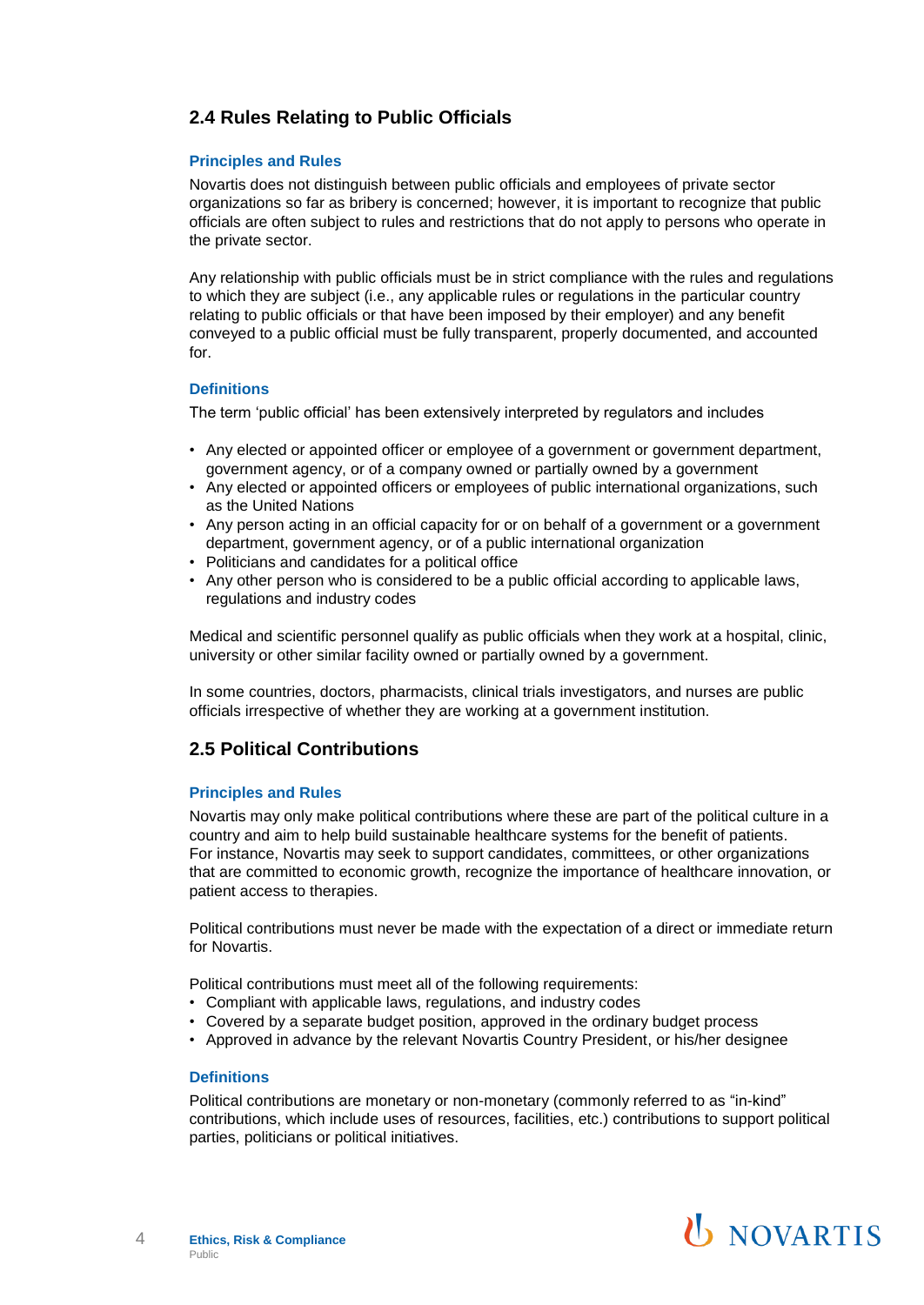## 2.4 Rules Relating to Public Officials

### Principles and Rules

Novartis does not distinguish between public officials and employees of private sector organizations so far as bribery is concerned; however, it is important to recognize that public officials are often subject to rules and restrictions that do not apply to persons who operate in the private sector.

Any relationship with public officials must be in strict compliance with the rules and regulations to which they are subject (i.e., any applicable rules or regulations in the particular country relating to public officials or that have been imposed by their employer) and any benefit conveyed to a public official must be fully transparent, properly documented, and accounted for.

### Definitions

The term 'public official' has been extensively interpreted by regulators and includes

- Any elected or appointed officer or employee of a government or government department, government agency, or of a company owned or partially owned by a government
- Any elected or appointed officers or employees of public international organizations, such as the United Nations
- Any person acting in an official capacity for or on behalf of a government or a government department, government agency, or of a public international organization
- Politicians and candidates for a political office
- Any other person who is considered to be a public official according to applicable laws, regulations and industry codes

Medical and scientific personnel qualify as public officials when they work at a hospital, clinic, university or other similar facility owned or partially owned by a government.

In some countries, doctors, pharmacists, clinical trials investigators, and nurses are public officials irrespective of whether they are working at a government institution.

## 2.5 Political Contributions

### Principles and Rules

Novartis may only make political contributions where these are part of the political culture in a country and aim to help build sustainable healthcare systems for the benefit of patients. For instance, Novartis may seek to support candidates, committees, or other organizations that are committed to economic growth, recognize the importance of healthcare innovation, or patient access to therapies.

Political contributions must never be made with the expectation of a direct or immediate return for Novartis.

Political contributions must meet all of the following requirements:

- Compliant with applicable laws, regulations, and industry codes
- Covered by a separate budget position, approved in the ordinary budget process
- Approved in advance by the relevant Novartis Country President, or his/her designee

### Definitions

Political contributions are monetary or non-monetary (commonly referred to as "in-kind" contributions, which include uses of resources, facilities, etc.) contributions to support political parties, politicians or political initiatives.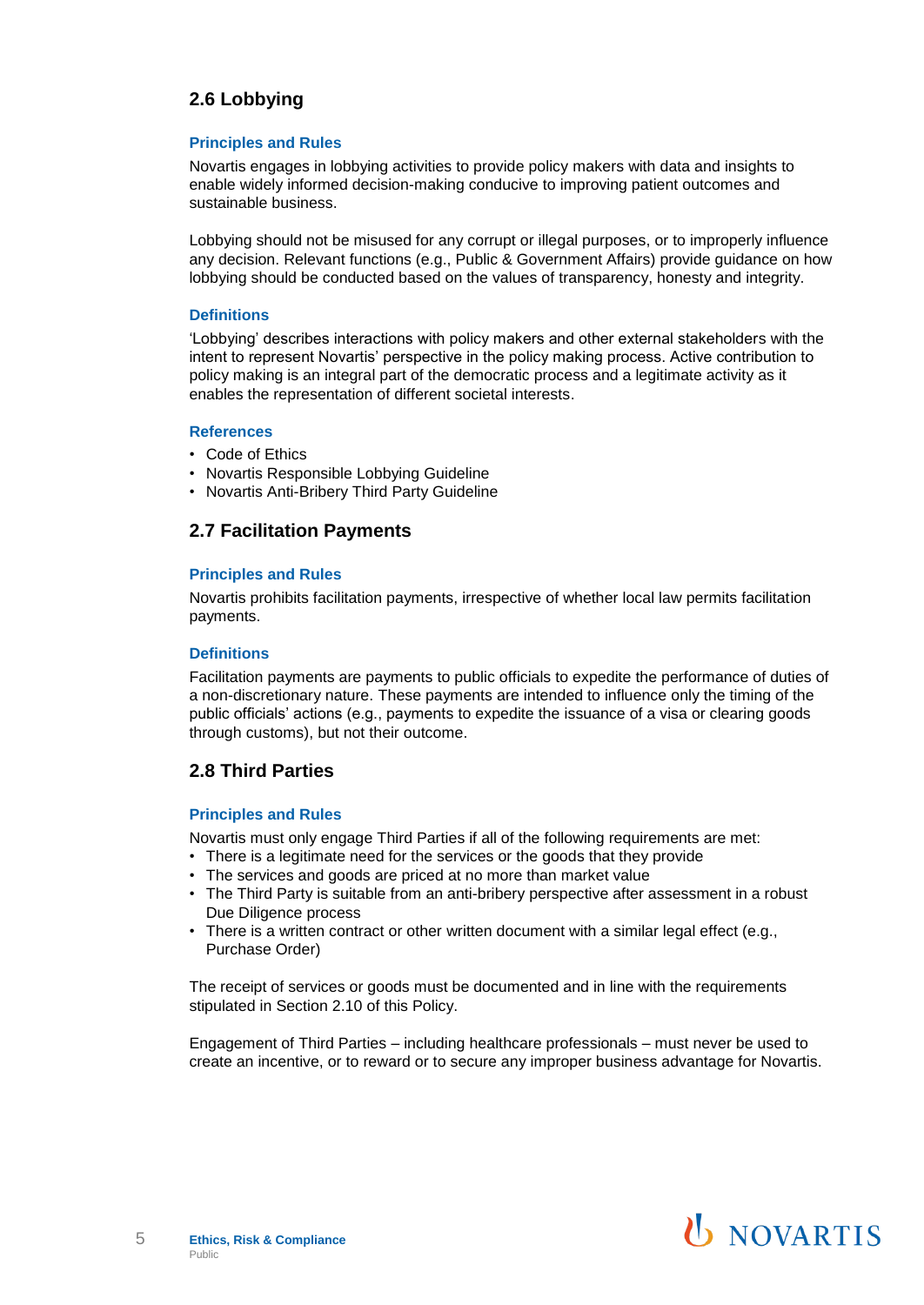## 2.6 Lobbying

### Principles and Rules

Novartis engages in lobbying activities to provide policy makers with data and insights to enable widely informed decision-making conducive to improving patient outcomes and sustainable business.

Lobbying should not be misused for any corrupt or illegal purposes, or to improperly influence any decision. Relevant functions (e.g., Public & Government Affairs) provide guidance on how lobbying should be conducted based on the values of transparency, honesty and integrity.

### Definitions

'Lobbying' describes interactions with policy makers and other external stakeholders with the intent to represent Novartis' perspective in the policy making process. Active contribution to policy making is an integral part of the democratic process and a legitimate activity as it enables the representation of different societal interests.

### References

- Code of Ethics
- Novartis Responsible Lobbying Guideline
- Novartis Anti-Bribery Third Party Guideline

## 2.7 Facilitation Payments

### Principles and Rules

Novartis prohibits facilitation payments, irrespective of whether local law permits facilitation payments.

### Definitions

Facilitation payments are payments to public officials to expedite the performance of duties of a non-discretionary nature. These payments are intended to influence only the timing of the public officials' actions (e.g., payments to expedite the issuance of a visa or clearing goods through customs), but not their outcome.

## 2.8 Third Parties

### Principles and Rules

Novartis must only engage Third Parties if all of the following requirements are met:

- There is a legitimate need for the services or the goods that they provide
- The services and goods are priced at no more than market value
- The Third Party is suitable from an anti-bribery perspective after assessment in a robust Due Diligence process
- There is a written contract or other written document with a similar legal effect (e.g., Purchase Order)

The receipt of services or goods must be documented and in line with the requirements stipulated in Section 2.10 of this Policy.

Engagement of Third Parties – including healthcare professionals – must never be used to create an incentive, or to reward or to secure any improper business advantage for Novartis.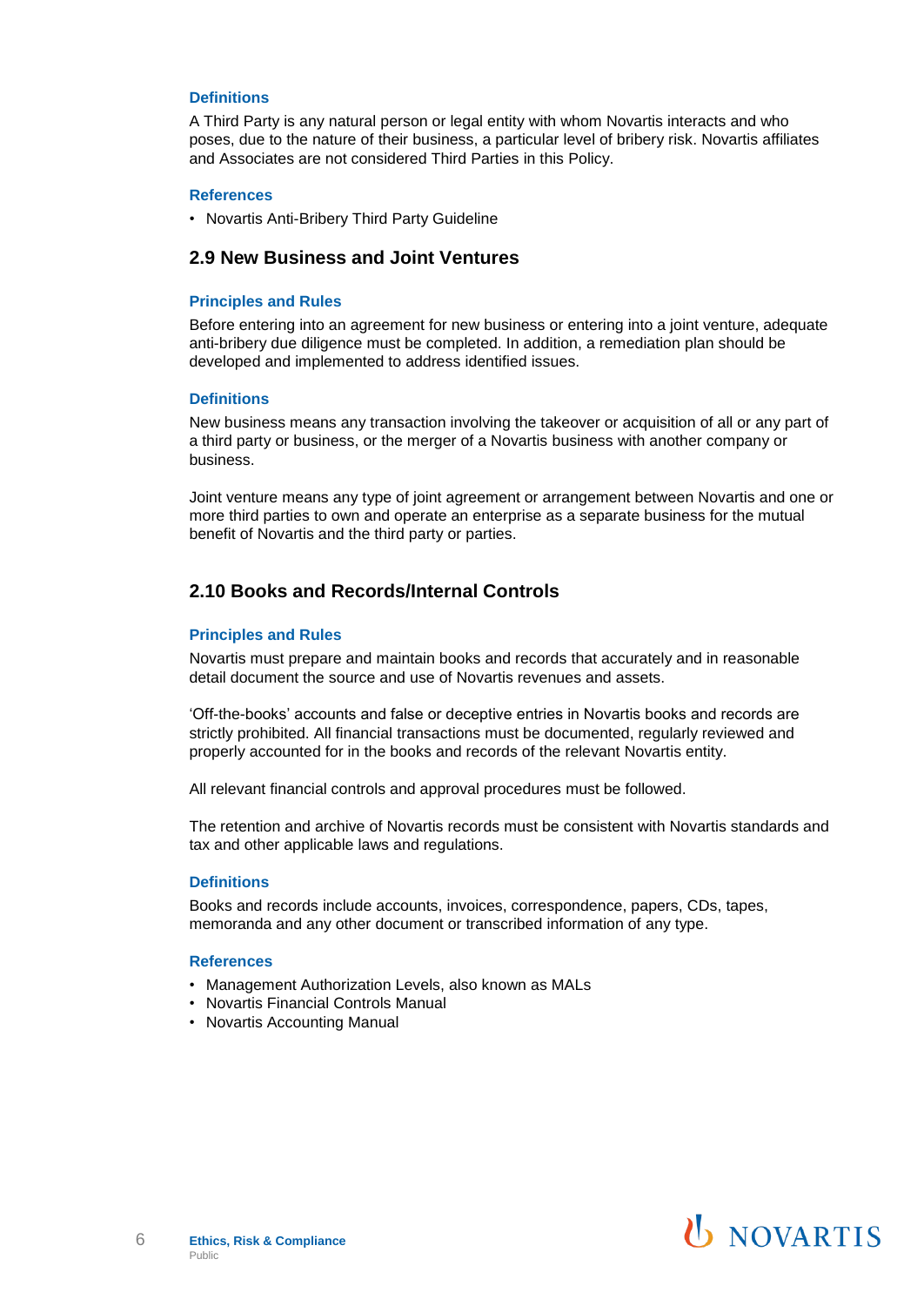#### Definitions

A Third Party is any natural person or legal entity with whom Novartis interacts and who poses, due to the nature of their business, a particular level of bribery risk. Novartis affiliates and Associates are not considered Third Parties in this Policy.

#### References

- Novartis Anti-Bribery Third Party Guideline

### 2.9 New Business and Joint Ventures

#### Principles and Rules

Before entering into an agreement for new business or entering into a joint venture, adequate anti-bribery due diligence must be completed. In addition, a remediation plan should be developed and implemented to address identified issues.

#### Definitions

New business means any transaction involving the takeover or acquisition of all or any part of a third party or business, or the merger of a Novartis business with another company or business.

Joint venture means any type of joint agreement or arrangement between Novartis and one or more third parties to own and operate an enterprise as a separate business for the mutual benefit of Novartis and the third party or parties.

### 2.10 Books and Records/Internal Controls

#### Principles and Rules

Novartis must prepare and maintain books and records that accurately and in reasonable detail document the source and use of Novartis revenues and assets.

'Off-the-books' accounts and false or deceptive entries in Novartis books and records are strictly prohibited. All financial transactions must be documented, regularly reviewed and properly accounted for in the books and records of the relevant Novartis entity.

All relevant financial controls and approval procedures must be followed.

The retention and archive of Novartis records must be consistent with Novartis standards and tax and other applicable laws and regulations.

#### Definitions

Books and records include accounts, invoices, correspondence, papers, CDs, tapes, memoranda and any other document or transcribed information of any type.

#### References

- Management Authorization Levels, also known as MALs
- Novartis Financial Controls Manual
- Novartis Accounting Manual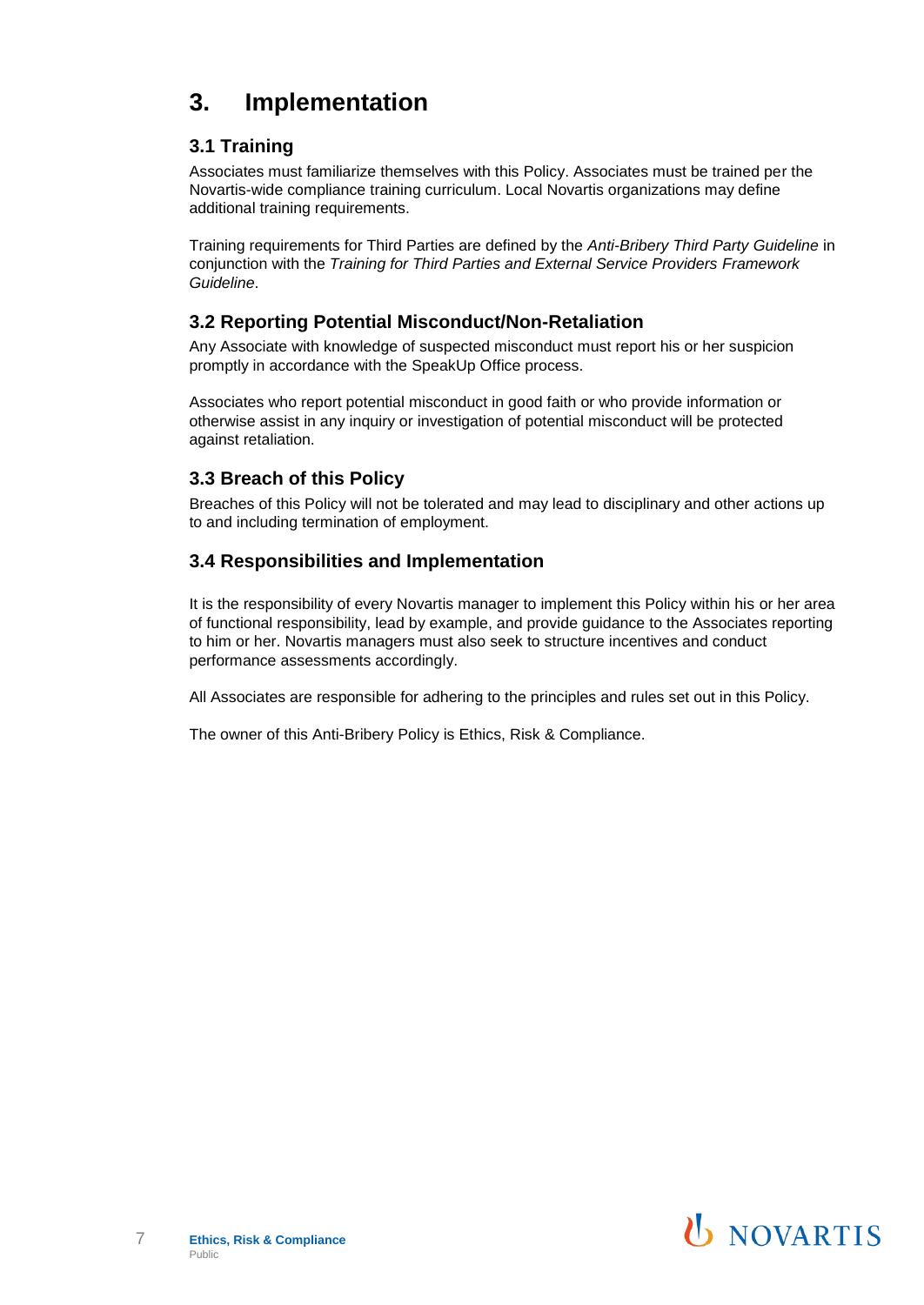# 3. Implementation

## 3.1 Training

Associates must familiarize themselves with this Policy. Associates must be trained per the Novartis-wide compliance training curriculum. Local Novartis organizations may define additional training requirements.

Training requirements for Third Parties are defined by the *Anti-Bribery Third Party Guideline* in conjunction with the *Training for Third Parties and External Service Providers Framework Guideline*.

## 3.2 Reporting Potential Misconduct/Non-Retaliation

Any Associate with knowledge of suspected misconduct must report his or her suspicion promptly in accordance with the SpeakUp Office process.

Associates who report potential misconduct in good faith or who provide information or otherwise assist in any inquiry or investigation of potential misconduct will be protected against retaliation.

## 3.3 Breach of this Policy

Breaches of this Policy will not be tolerated and may lead to disciplinary and other actions up to and including termination of employment.

## 3.4 Responsibilities and Implementation

It is the responsibility of every Novartis manager to implement this Policy within his or her area of functional responsibility, lead by example, and provide guidance to the Associates reporting to him or her. Novartis managers must also seek to structure incentives and conduct performance assessments accordingly.

All Associates are responsible for adhering to the principles and rules set out in this Policy.

The owner of this Anti-Bribery Policy is Ethics, Risk & Compliance.